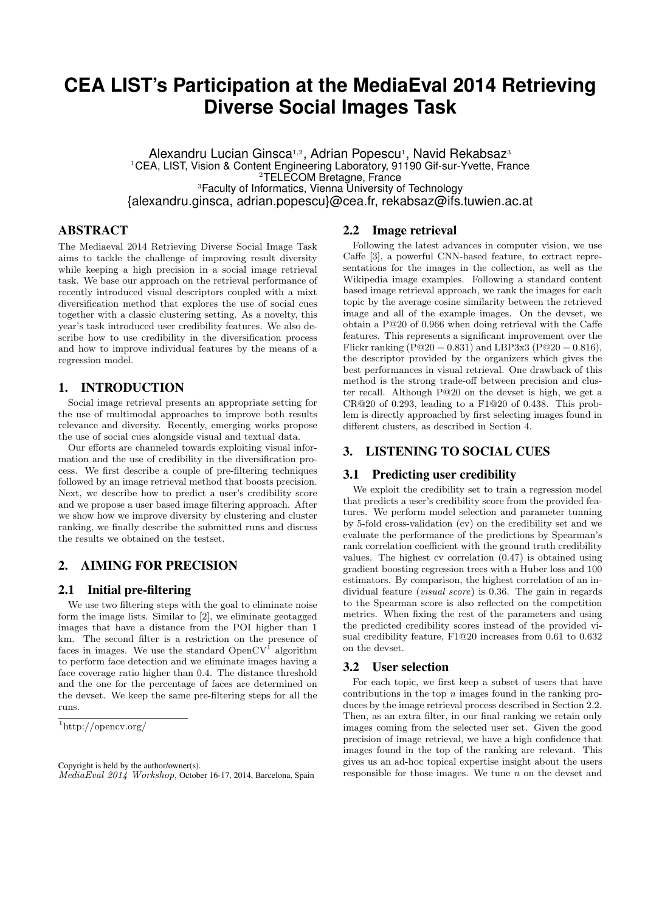# CEA LIST's Participation at the MediaEval 2014 Retrieving Diverse Social Images Task

Alexandru Lucian Ginsca[1,2], Adrian Popescu[1], Navid Rekabsaz[3]
[1]CEA, LIST, Vision & Content Engineering Laboratory, 91190 Gif-sur-Yvette, France
[2]TELECOM Bretagne, France
[3]Faculty of Informatics, Vienna University of Technology
{alexandru.ginsca, adrian.popescu}@cea.fr, rekabsaz@ifs.tuwien.ac.at

## ABSTRACT

The Mediaeval 2014 Retrieving Diverse Social Image Task aims to tackle the challenge of improving result diversity while keeping a high precision in a social image retrieval task. We base our approach on the retrieval performance of recently introduced visual descriptors coupled with a mixt diversification method that explores the use of social cues together with a classic clustering setting. As a novelty, this year's task introduced user credibility features. We also describe how to use credibility in the diversification process and how to improve individual features by the means of a regression model.

## 1. INTRODUCTION

Social image retrieval presents an appropriate setting for the use of multimodal approaches to improve both results relevance and diversity. Recently, emerging works propose the use of social cues alongside visual and textual data.

Our efforts are channeled towards exploiting visual information and the use of credibility in the diversification process. We first describe a couple of pre-filtering techniques followed by an image retrieval method that boosts precision. Next, we describe how to predict a user's credibility score and we propose a user based image filtering approach. After we show how we improve diversity by clustering and cluster ranking, we finally describe the submitted runs and discuss the results we obtained on the testset.

## 2. AIMING FOR PRECISION

### 2.1 Initial pre-filtering

We use two filtering steps with the goal to eliminate noise form the image lists. Similar to [2], we eliminate geotagged images that have a distance from the POI higher than 1 km. The second filter is a restriction on the presence of faces in images. We use the standard OpenCV[1] algorithm to perform face detection and we eliminate images having a face coverage ratio higher than 0.4. The distance threshold and the one for the percentage of faces are determined on the devset. We keep the same pre-filtering steps for all the runs.

[1]http://opencv.org/

### 2.2 Image retrieval

Following the latest advances in computer vision, we use Caffe [3], a powerful CNN-based feature, to extract representations for the images in the collection, as well as the Wikipedia image examples. Following a standard content based image retrieval approach, we rank the images for each topic by the average cosine similarity between the retrieved image and all of the example images. On the devset, we obtain a P@20 of 0.966 when doing retrieval with the Caffe features. This represents a significant improvement over the Flickr ranking (P@20 = 0.831) and LBP3x3 (P@20 = 0.816), the descriptor provided by the organizers which gives the best performances in visual retrieval. One drawback of this method is the strong trade-off between precision and cluster recall. Although P@20 on the devset is high, we get a CR@20 of 0.293, leading to a F1@20 of 0.438. This problem is directly approached by first selecting images found in different clusters, as described in Section 4.

## 3. LISTENING TO SOCIAL CUES

### 3.1 Predicting user credibility

We exploit the credibility set to train a regression model that predicts a user's credibility score from the provided features. We perform model selection and parameter tunning by 5-fold cross-validation (cv) on the credibility set and we evaluate the performance of the predictions by Spearman's rank correlation coefficient with the ground truth credibility values. The highest cv correlation (0.47) is obtained using gradient boosting regression trees with a Huber loss and 100 estimators. By comparison, the highest correlation of an individual feature (*visual score*) is 0.36. The gain in regards to the Spearman score is also reflected on the competition metrics. When fixing the rest of the parameters and using the predicted credibility scores instead of the provided visual credibility feature, F1@20 increases from 0.61 to 0.632 on the devset.

### 3.2 User selection

For each topic, we first keep a subset of users that have contributions in the top $n$ images found in the ranking produces by the image retrieval process described in Section 2.2. Then, as an extra filter, in our final ranking we retain only images coming from the selected user set. Given the good precision of image retrieval, we have a high confidence that images found in the top of the ranking are relevant. This gives us an ad-hoc topical expertise insight about the users responsible for those images. We tune $n$ on the devset and

Copyright is held by the author/owner(s).
*MediaEval 2014 Workshop,* October 16-17, 2014, Barcelona, Spain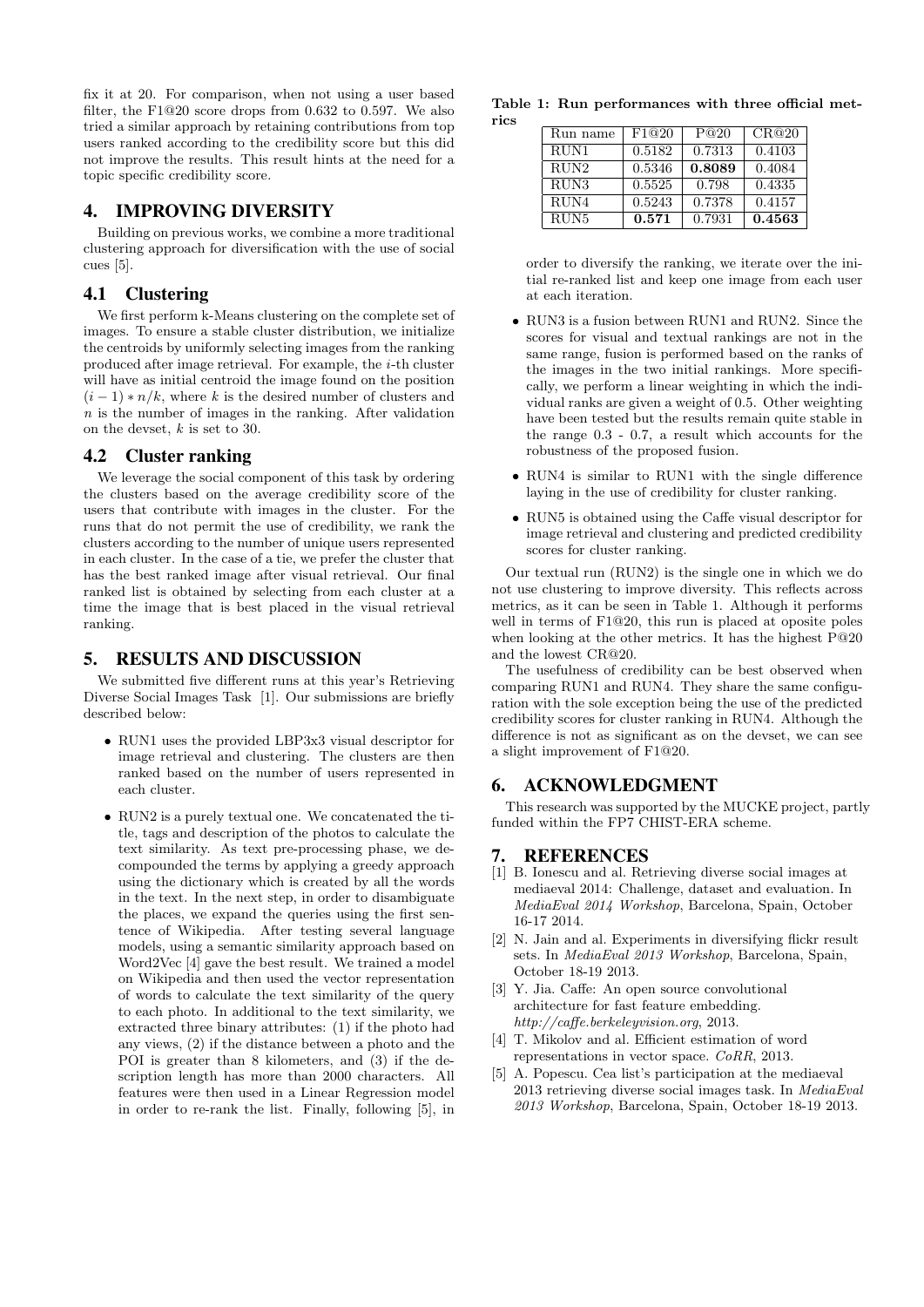fix it at 20. For comparison, when not using a user based filter, the F1@20 score drops from 0.632 to 0.597. We also tried a similar approach by retaining contributions from top users ranked according to the credibility score but this did not improve the results. This result hints at the need for a topic specific credibility score.

## 4. IMPROVING DIVERSITY

Building on previous works, we combine a more traditional clustering approach for diversification with the use of social cues [5].

### 4.1 Clustering

We first perform k-Means clustering on the complete set of images. To ensure a stable cluster distribution, we initialize the centroids by uniformly selecting images from the ranking produced after image retrieval. For example, the $i$-th cluster will have as initial centroid the image found on the position $(i-1)*n/k$, where $k$ is the desired number of clusters and $n$ is the number of images in the ranking. After validation on the devset, $k$ is set to 30.

### 4.2 Cluster ranking

We leverage the social component of this task by ordering the clusters based on the average credibility score of the users that contribute with images in the cluster. For the runs that do not permit the use of credibility, we rank the clusters according to the number of unique users represented in each cluster. In the case of a tie, we prefer the cluster that has the best ranked image after visual retrieval. Our final ranked list is obtained by selecting from each cluster at a time the image that is best placed in the visual retrieval ranking.

## 5. RESULTS AND DISCUSSION

We submitted five different runs at this year's Retrieving Diverse Social Images Task [1]. Our submissions are briefly described below:

- RUN1 uses the provided LBP3x3 visual descriptor for image retrieval and clustering. The clusters are then ranked based on the number of users represented in each cluster.
- RUN2 is a purely textual one. We concatenated the title, tags and description of the photos to calculate the text similarity. As text pre-processing phase, we decompounded the terms by applying a greedy approach using the dictionary which is created by all the words in the text. In the next step, in order to disambiguate the places, we expand the queries using the first sentence of Wikipedia. After testing several language models, using a semantic similarity approach based on Word2Vec [4] gave the best result. We trained a model on Wikipedia and then used the vector representation of words to calculate the text similarity of the query to each photo. In additional to the text similarity, we extracted three binary attributes: (1) if the photo had any views, (2) if the distance between a photo and the POI is greater than 8 kilometers, and (3) if the description length has more than 2000 characters. All features were then used in a Linear Regression model in order to re-rank the list. Finally, following [5], in order to diversify the ranking, we iterate over the initial re-ranked list and keep one image from each user at each iteration.
- RUN3 is a fusion between RUN1 and RUN2. Since the scores for visual and textual rankings are not in the same range, fusion is performed based on the ranks of the images in the two initial rankings. More specifically, we perform a linear weighting in which the individual ranks are given a weight of 0.5. Other weighting have been tested but the results remain quite stable in the range 0.3 - 0.7, a result which accounts for the robustness of the proposed fusion.
- RUN4 is similar to RUN1 with the single difference laying in the use of credibility for cluster ranking.
- RUN5 is obtained using the Caffe visual descriptor for image retrieval and clustering and predicted credibility scores for cluster ranking.

**Table 1: Run performances with three official metrics**

| Run name | F1@20 | P@20 | CR@20 |
|---|---|---|---|
| RUN1 | 0.5182 | 0.7313 | 0.4103 |
| RUN2 | 0.5346 | **0.8089** | 0.4084 |
| RUN3 | 0.5525 | 0.798 | 0.4335 |
| RUN4 | 0.5243 | 0.7378 | 0.4157 |
| RUN5 | **0.571** | 0.7931 | **0.4563** |

Our textual run (RUN2) is the single one in which we do not use clustering to improve diversity. This reflects across metrics, as it can be seen in Table 1. Although it performs well in terms of F1@20, this run is placed at oposite poles when looking at the other metrics. It has the highest P@20 and the lowest CR@20.

The usefulness of credibility can be best observed when comparing RUN1 and RUN4. They share the same configuration with the sole exception being the use of the predicted credibility scores for cluster ranking in RUN4. Although the difference is not as significant as on the devset, we can see a slight improvement of F1@20.

## 6. ACKNOWLEDGMENT

This research was supported by the MUCKE project, partly funded within the FP7 CHIST-ERA scheme.

## 7. REFERENCES

[1] B. Ionescu and al. Retrieving diverse social images at mediaeval 2014: Challenge, dataset and evaluation. In *MediaEval 2014 Workshop*, Barcelona, Spain, October 16-17 2014.

[2] N. Jain and al. Experiments in diversifying flickr result sets. In *MediaEval 2013 Workshop*, Barcelona, Spain, October 18-19 2013.

[3] Y. Jia. Caffe: An open source convolutional architecture for fast feature embedding. *http://caffe.berkeleyvision.org*, 2013.

[4] T. Mikolov and al. Efficient estimation of word representations in vector space. *CoRR*, 2013.

[5] A. Popescu. Cea list's participation at the mediaeval 2013 retrieving diverse social images task. In *MediaEval 2013 Workshop*, Barcelona, Spain, October 18-19 2013.